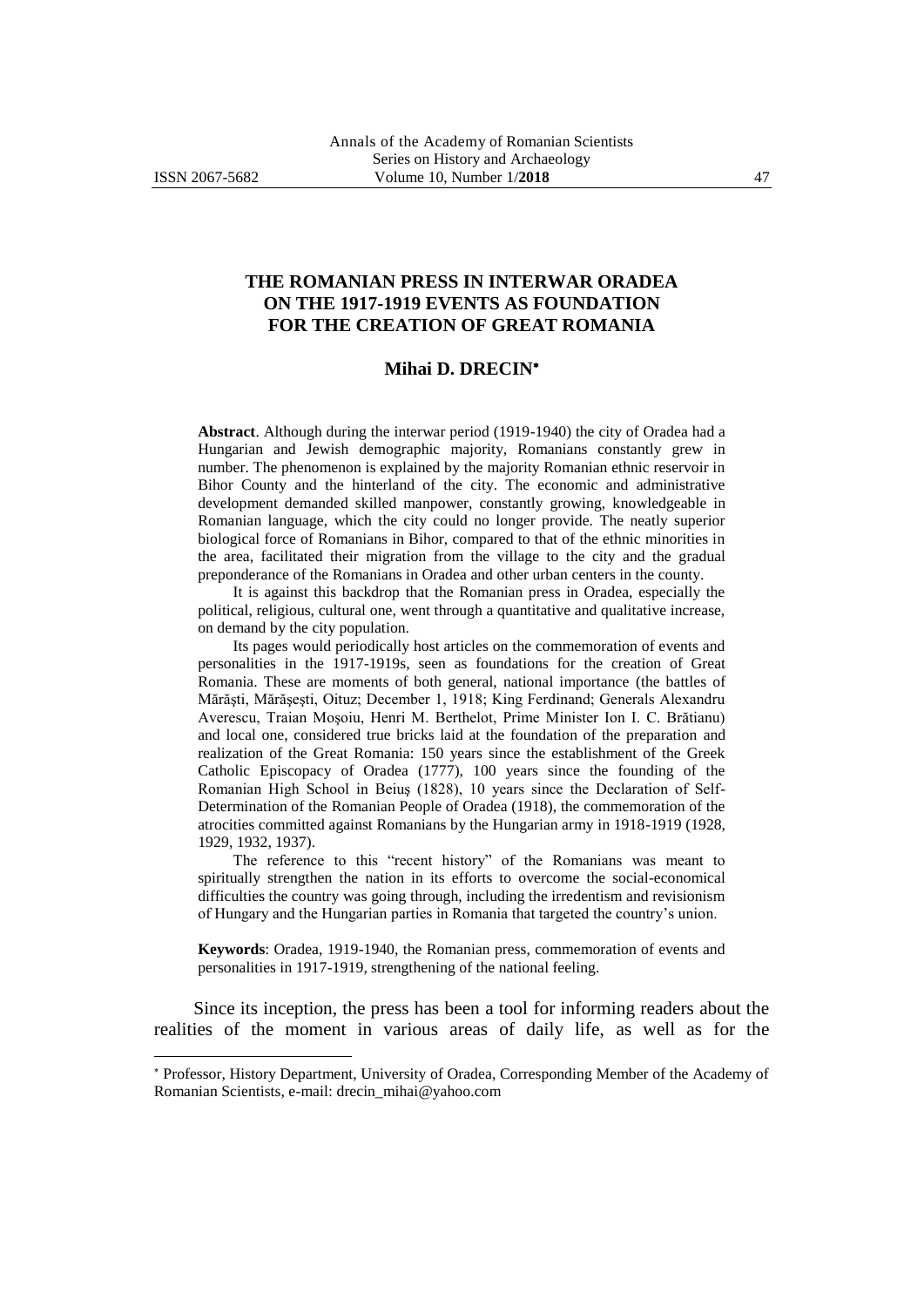# THE ROMANIAN PRESS IN INTERWAR ORADEA ON THE 1917-1919 EVENTS AS FOUNDATION FOR THE CREATION OF GREAT ROMANIA

**Mihai D. DRECIN**[*]

**Abstract**. Although during the interwar period (1919-1940) the city of Oradea had a Hungarian and Jewish demographic majority, Romanians constantly grew in number. The phenomenon is explained by the majority Romanian ethnic reservoir in Bihor County and the hinterland of the city. The economic and administrative development demanded skilled manpower, constantly growing, knowledgeable in Romanian language, which the city could no longer provide. The neatly superior biological force of Romanians in Bihor, compared to that of the ethnic minorities in the area, facilitated their migration from the village to the city and the gradual preponderance of the Romanians in Oradea and other urban centers in the county.

It is against this backdrop that the Romanian press in Oradea, especially the political, religious, cultural one, went through a quantitative and qualitative increase, on demand by the city population.

Its pages would periodically host articles on the commemoration of events and personalities in the 1917-1919s, seen as foundations for the creation of Great Romania. These are moments of both general, national importance (the battles of Mărăşti, Mărăşeşti, Oituz; December 1, 1918; King Ferdinand; Generals Alexandru Averescu, Traian Moşoiu, Henri M. Berthelot, Prime Minister Ion I. C. Brătianu) and local one, considered true bricks laid at the foundation of the preparation and realization of the Great Romania: 150 years since the establishment of the Greek Catholic Episcopacy of Oradea (1777), 100 years since the founding of the Romanian High School in Beiuş (1828), 10 years since the Declaration of Self-Determination of the Romanian People of Oradea (1918), the commemoration of the atrocities committed against Romanians by the Hungarian army in 1918-1919 (1928, 1929, 1932, 1937).

The reference to this "recent history" of the Romanians was meant to spiritually strengthen the nation in its efforts to overcome the social-economical difficulties the country was going through, including the irredentism and revisionism of Hungary and the Hungarian parties in Romania that targeted the country's union.

**Keywords**: Oradea, 1919-1940, the Romanian press, commemoration of events and personalities in 1917-1919, strengthening of the national feeling.

Since its inception, the press has been a tool for informing readers about the realities of the moment in various areas of daily life, as well as for the

---

[*] Professor, History Department, University of Oradea, Corresponding Member of the Academy of Romanian Scientists, e-mail: drecin_mihai@yahoo.com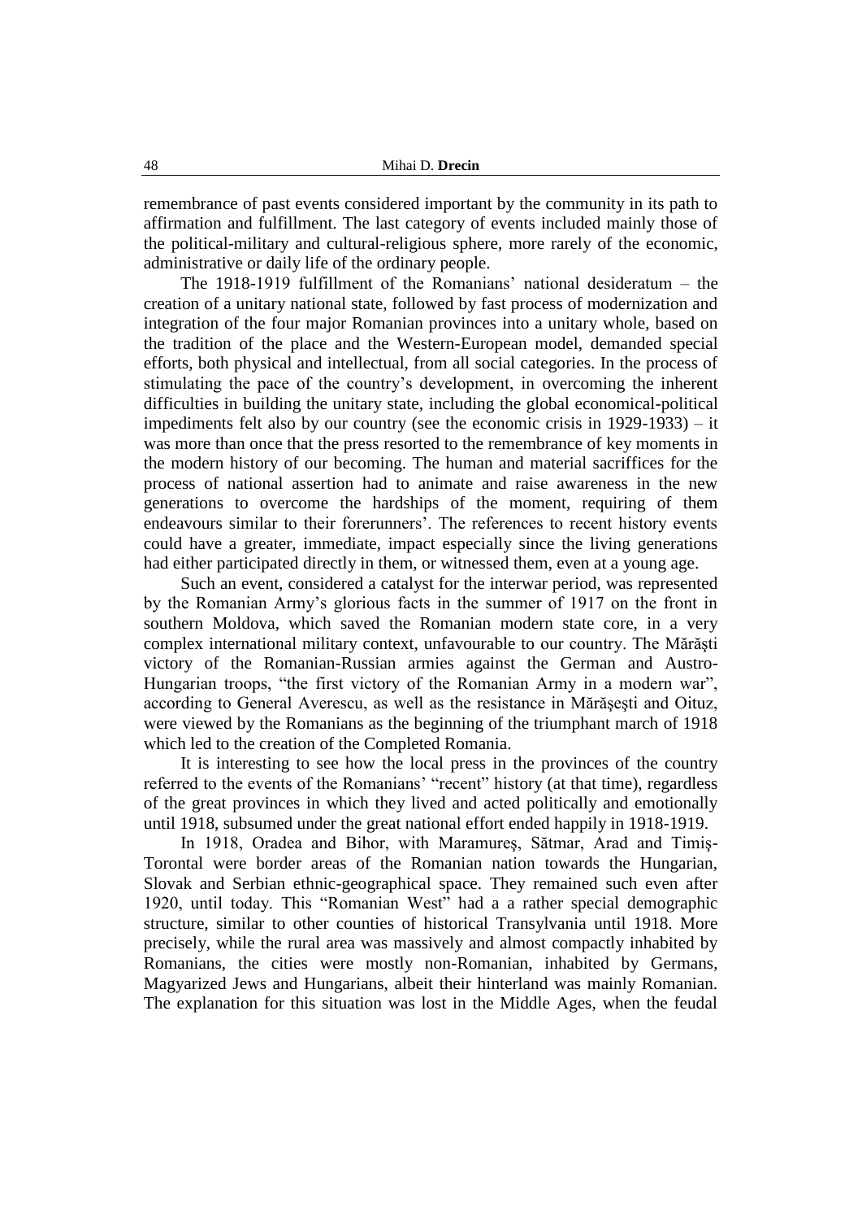remembrance of past events considered important by the community in its path to affirmation and fulfillment. The last category of events included mainly those of the political-military and cultural-religious sphere, more rarely of the economic, administrative or daily life of the ordinary people.

The 1918-1919 fulfillment of the Romanians' national desideratum – the creation of a unitary national state, followed by fast process of modernization and integration of the four major Romanian provinces into a unitary whole, based on the tradition of the place and the Western-European model, demanded special efforts, both physical and intellectual, from all social categories. In the process of stimulating the pace of the country's development, in overcoming the inherent difficulties in building the unitary state, including the global economical-political impediments felt also by our country (see the economic crisis in 1929-1933) – it was more than once that the press resorted to the remembrance of key moments in the modern history of our becoming. The human and material sacriffices for the process of national assertion had to animate and raise awareness in the new generations to overcome the hardships of the moment, requiring of them endeavours similar to their forerunners'. The references to recent history events could have a greater, immediate, impact especially since the living generations had either participated directly in them, or witnessed them, even at a young age.

Such an event, considered a catalyst for the interwar period, was represented by the Romanian Army's glorious facts in the summer of 1917 on the front in southern Moldova, which saved the Romanian modern state core, in a very complex international military context, unfavourable to our country. The Mărăşti victory of the Romanian-Russian armies against the German and Austro-Hungarian troops, "the first victory of the Romanian Army in a modern war", according to General Averescu, as well as the resistance in Mărăşeşti and Oituz, were viewed by the Romanians as the beginning of the triumphant march of 1918 which led to the creation of the Completed Romania.

It is interesting to see how the local press in the provinces of the country referred to the events of the Romanians' "recent" history (at that time), regardless of the great provinces in which they lived and acted politically and emotionally until 1918, subsumed under the great national effort ended happily in 1918-1919.

In 1918, Oradea and Bihor, with Maramureş, Sătmar, Arad and Timiş-Torontal were border areas of the Romanian nation towards the Hungarian, Slovak and Serbian ethnic-geographical space. They remained such even after 1920, until today. This "Romanian West" had a a rather special demographic structure, similar to other counties of historical Transylvania until 1918. More precisely, while the rural area was massively and almost compactly inhabited by Romanians, the cities were mostly non-Romanian, inhabited by Germans, Magyarized Jews and Hungarians, albeit their hinterland was mainly Romanian. The explanation for this situation was lost in the Middle Ages, when the feudal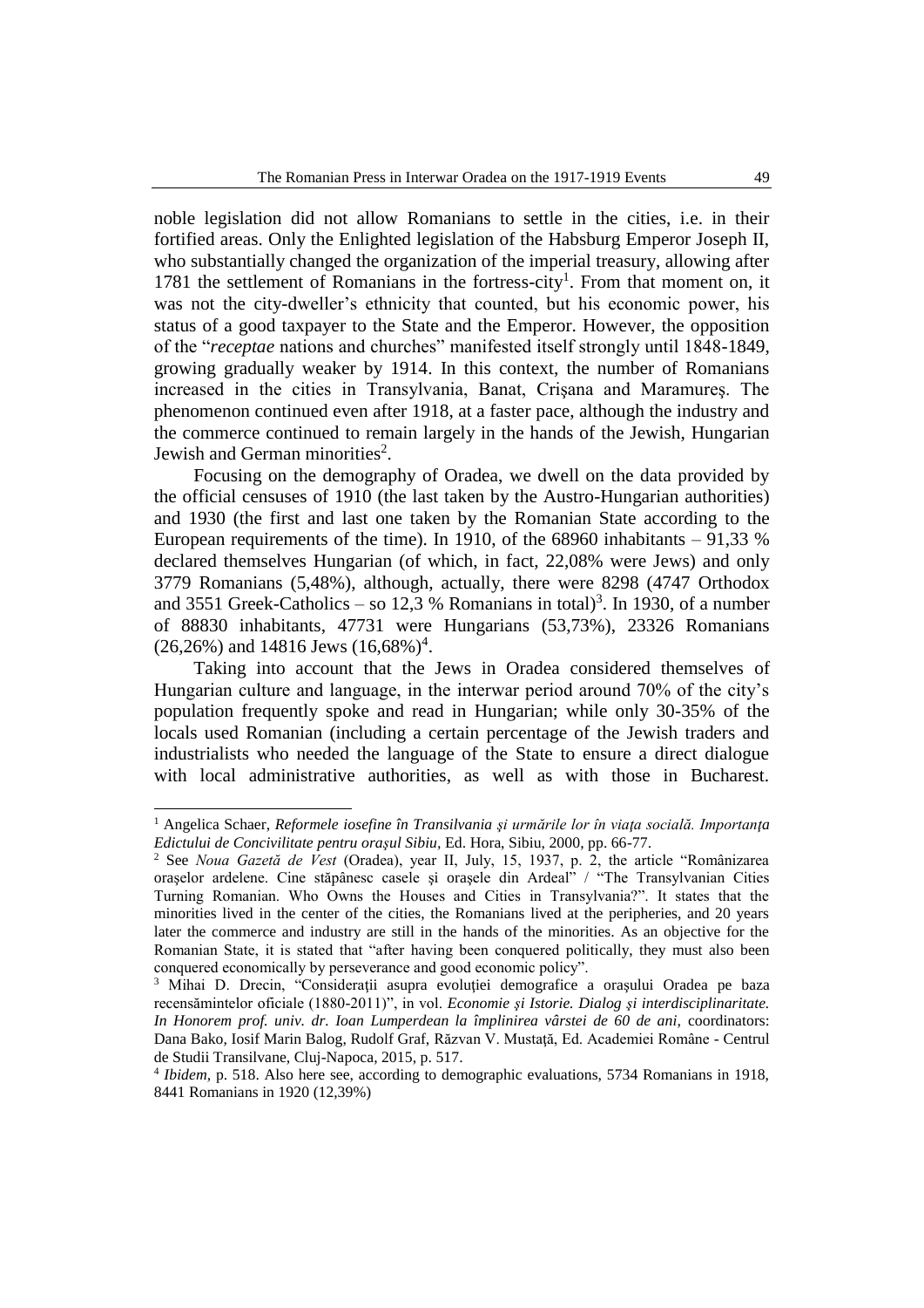noble legislation did not allow Romanians to settle in the cities, i.e. in their fortified areas. Only the Enlighted legislation of the Habsburg Emperor Joseph II, who substantially changed the organization of the imperial treasury, allowing after 1781 the settlement of Romanians in the fortress-city[1]. From that moment on, it was not the city-dweller's ethnicity that counted, but his economic power, his status of a good taxpayer to the State and the Emperor. However, the opposition of the "*receptae* nations and churches" manifested itself strongly until 1848-1849, growing gradually weaker by 1914. In this context, the number of Romanians increased in the cities in Transylvania, Banat, Crişana and Maramureş. The phenomenon continued even after 1918, at a faster pace, although the industry and the commerce continued to remain largely in the hands of the Jewish, Hungarian Jewish and German minorities[2].

Focusing on the demography of Oradea, we dwell on the data provided by the official censuses of 1910 (the last taken by the Austro-Hungarian authorities) and 1930 (the first and last one taken by the Romanian State according to the European requirements of the time). In 1910, of the 68960 inhabitants – 91,33 % declared themselves Hungarian (of which, in fact, 22,08% were Jews) and only 3779 Romanians (5,48%), although, actually, there were 8298 (4747 Orthodox and 3551 Greek-Catholics – so 12,3 % Romanians in total)[3]. In 1930, of a number of 88830 inhabitants, 47731 were Hungarians (53,73%), 23326 Romanians (26,26%) and 14816 Jews (16,68%)[4].

Taking into account that the Jews in Oradea considered themselves of Hungarian culture and language, in the interwar period around 70% of the city's population frequently spoke and read in Hungarian; while only 30-35% of the locals used Romanian (including a certain percentage of the Jewish traders and industrialists who needed the language of the State to ensure a direct dialogue with local administrative authorities, as well as with those in Bucharest.

---

[1] Angelica Schaer, *Reformele iosefine în Transilvania şi urmările lor în viaţa socială. Importanţa Edictului de Concivilitate pentru oraşul Sibiu*, Ed. Hora, Sibiu, 2000, pp. 66-77.

[2] See *Noua Gazetă de Vest* (Oradea), year II, July, 15, 1937, p. 2, the article "Românizarea oraşelor ardelene. Cine stăpânesc casele şi oraşele din Ardeal" / "The Transylvanian Cities Turning Romanian. Who Owns the Houses and Cities in Transylvania?". It states that the minorities lived in the center of the cities, the Romanians lived at the peripheries, and 20 years later the commerce and industry are still in the hands of the minorities. As an objective for the Romanian State, it is stated that "after having been conquered politically, they must also been conquered economically by perseverance and good economic policy".

[3] Mihai D. Drecin, "Consideraţii asupra evoluţiei demografice a oraşului Oradea pe baza recensămintelor oficiale (1880-2011)", in vol. *Economie şi Istorie. Dialog şi interdisciplinaritate. In Honorem prof. univ. dr. Ioan Lumperdean la împlinirea vârstei de 60 de ani*, coordinators: Dana Bako, Iosif Marin Balog, Rudolf Graf, Răzvan V. Mustaţă, Ed. Academiei Române - Centrul de Studii Transilvane, Cluj-Napoca, 2015, p. 517.

[4] *Ibidem*, p. 518. Also here see, according to demographic evaluations, 5734 Romanians in 1918, 8441 Romanians in 1920 (12,39%)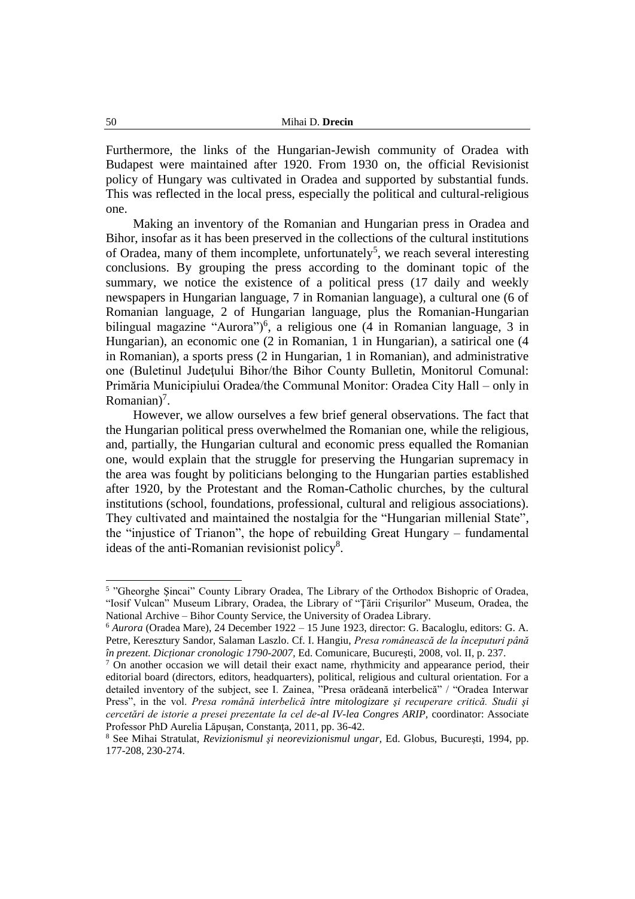Furthermore, the links of the Hungarian-Jewish community of Oradea with Budapest were maintained after 1920. From 1930 on, the official Revisionist policy of Hungary was cultivated in Oradea and supported by substantial funds. This was reflected in the local press, especially the political and cultural-religious one.

Making an inventory of the Romanian and Hungarian press in Oradea and Bihor, insofar as it has been preserved in the collections of the cultural institutions of Oradea, many of them incomplete, unfortunately[5], we reach several interesting conclusions. By grouping the press according to the dominant topic of the summary, we notice the existence of a political press (17 daily and weekly newspapers in Hungarian language, 7 in Romanian language), a cultural one (6 of Romanian language, 2 of Hungarian language, plus the Romanian-Hungarian bilingual magazine "Aurora")[6], a religious one (4 in Romanian language, 3 in Hungarian), an economic one (2 in Romanian, 1 in Hungarian), a satirical one (4 in Romanian), a sports press (2 in Hungarian, 1 in Romanian), and administrative one (Buletinul Județului Bihor/the Bihor County Bulletin, Monitorul Comunal: Primăria Municipiului Oradea/the Communal Monitor: Oradea City Hall – only in Romanian)[7].

However, we allow ourselves a few brief general observations. The fact that the Hungarian political press overwhelmed the Romanian one, while the religious, and, partially, the Hungarian cultural and economic press equalled the Romanian one, would explain that the struggle for preserving the Hungarian supremacy in the area was fought by politicians belonging to the Hungarian parties established after 1920, by the Protestant and the Roman-Catholic churches, by the cultural institutions (school, foundations, professional, cultural and religious associations). They cultivated and maintained the nostalgia for the "Hungarian millenial State", the "injustice of Trianon", the hope of rebuilding Great Hungary – fundamental ideas of the anti-Romanian revisionist policy[8].

---

[5] "Gheorghe Șincai" County Library Oradea, The Library of the Orthodox Bishopric of Oradea, "Iosif Vulcan" Museum Library, Oradea, the Library of "Ţării Crişurilor" Museum, Oradea, the National Archive – Bihor County Service, the University of Oradea Library.

[6] *Aurora* (Oradea Mare), 24 December 1922 – 15 June 1923, director: G. Bacaloglu, editors: G. A. Petre, Keresztury Sandor, Salaman Laszlo. Cf. I. Hangiu, *Presa românească de la începuturi până în prezent. Dicționar cronologic 1790-2007*, Ed. Comunicare, Bucureşti, 2008, vol. II, p. 237.

[7] On another occasion we will detail their exact name, rhythmicity and appearance period, their editorial board (directors, editors, headquarters), political, religious and cultural orientation. For a detailed inventory of the subject, see I. Zainea, "Presa orădeană interbelică" / "Oradea Interwar Press", in the vol. *Presa română interbelică între mitologizare şi recuperare critică. Studii şi cercetări de istorie a presei prezentate la cel de-al IV-lea Congres ARIP*, coordinator: Associate Professor PhD Aurelia Lăpuşan, Constanţa, 2011, pp. 36-42.

[8] See Mihai Stratulat, *Revizionismul şi neorevizionismul ungar*, Ed. Globus, Bucureşti, 1994, pp. 177-208, 230-274.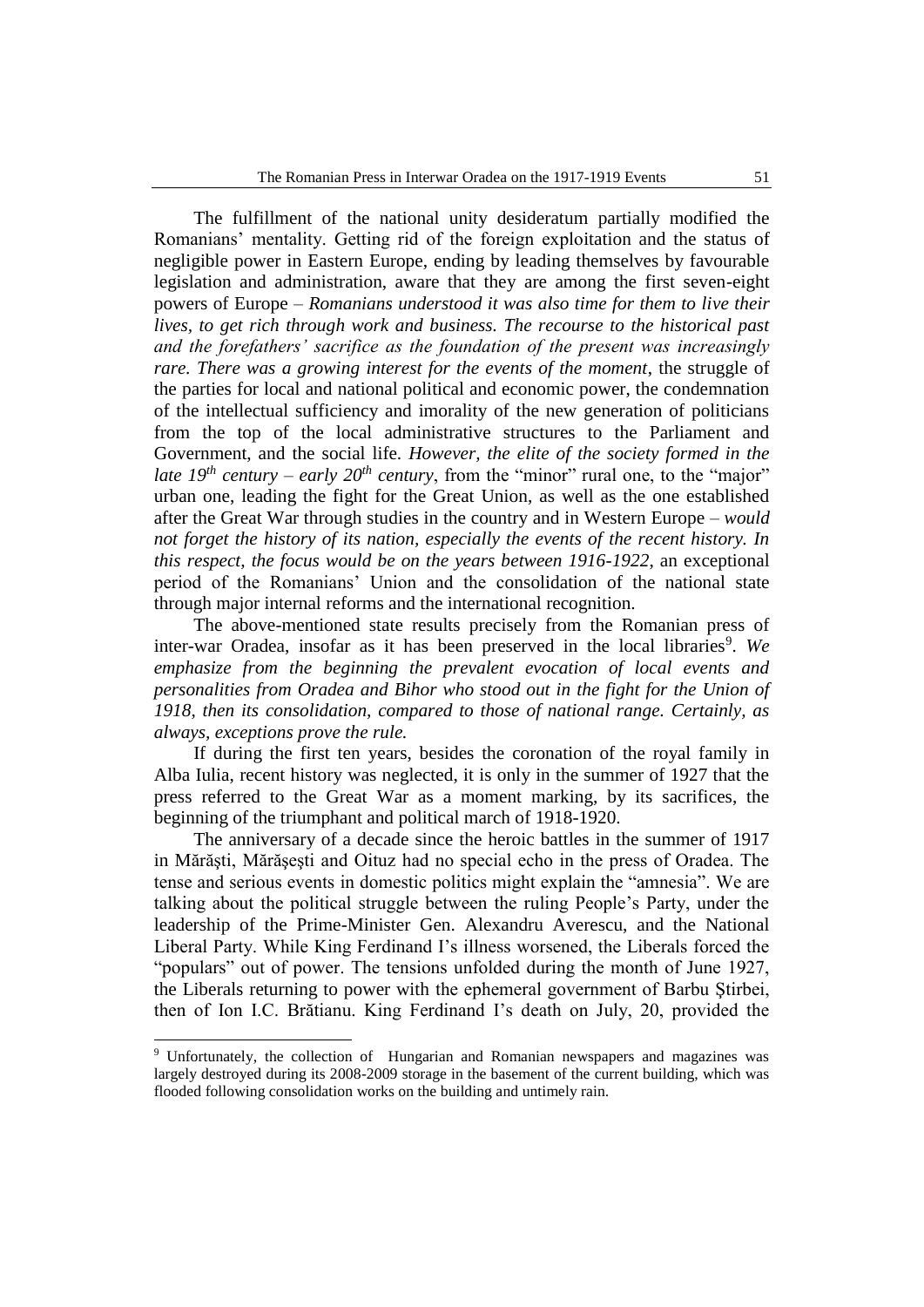The fulfillment of the national unity desideratum partially modified the Romanians' mentality. Getting rid of the foreign exploitation and the status of negligible power in Eastern Europe, ending by leading themselves by favourable legislation and administration, aware that they are among the first seven-eight powers of Europe – *Romanians understood it was also time for them to live their lives, to get rich through work and business. The recourse to the historical past and the forefathers' sacrifice as the foundation of the present was increasingly rare. There was a growing interest for the events of the moment*, the struggle of the parties for local and national political and economic power, the condemnation of the intellectual sufficiency and imorality of the new generation of politicians from the top of the local administrative structures to the Parliament and Government, and the social life. *However, the elite of the society formed in the late 19th century – early 20th century*, from the "minor" rural one, to the "major" urban one, leading the fight for the Great Union, as well as the one established after the Great War through studies in the country and in Western Europe – *would not forget the history of its nation, especially the events of the recent history. In this respect, the focus would be on the years between 1916-1922*, an exceptional period of the Romanians' Union and the consolidation of the national state through major internal reforms and the international recognition.

The above-mentioned state results precisely from the Romanian press of inter-war Oradea, insofar as it has been preserved in the local libraries[9]. *We emphasize from the beginning the prevalent evocation of local events and personalities from Oradea and Bihor who stood out in the fight for the Union of 1918, then its consolidation, compared to those of national range. Certainly, as always, exceptions prove the rule.*

If during the first ten years, besides the coronation of the royal family in Alba Iulia, recent history was neglected, it is only in the summer of 1927 that the press referred to the Great War as a moment marking, by its sacrifices, the beginning of the triumphant and political march of 1918-1920.

The anniversary of a decade since the heroic battles in the summer of 1917 in Mărăşti, Mărăşeşti and Oituz had no special echo in the press of Oradea. The tense and serious events in domestic politics might explain the "amnesia". We are talking about the political struggle between the ruling People's Party, under the leadership of the Prime-Minister Gen. Alexandru Averescu, and the National Liberal Party. While King Ferdinand I's illness worsened, the Liberals forced the "populars" out of power. The tensions unfolded during the month of June 1927, the Liberals returning to power with the ephemeral government of Barbu Ştirbei, then of Ion I.C. Brătianu. King Ferdinand I's death on July, 20, provided the

[9] Unfortunately, the collection of Hungarian and Romanian newspapers and magazines was largely destroyed during its 2008-2009 storage in the basement of the current building, which was flooded following consolidation works on the building and untimely rain.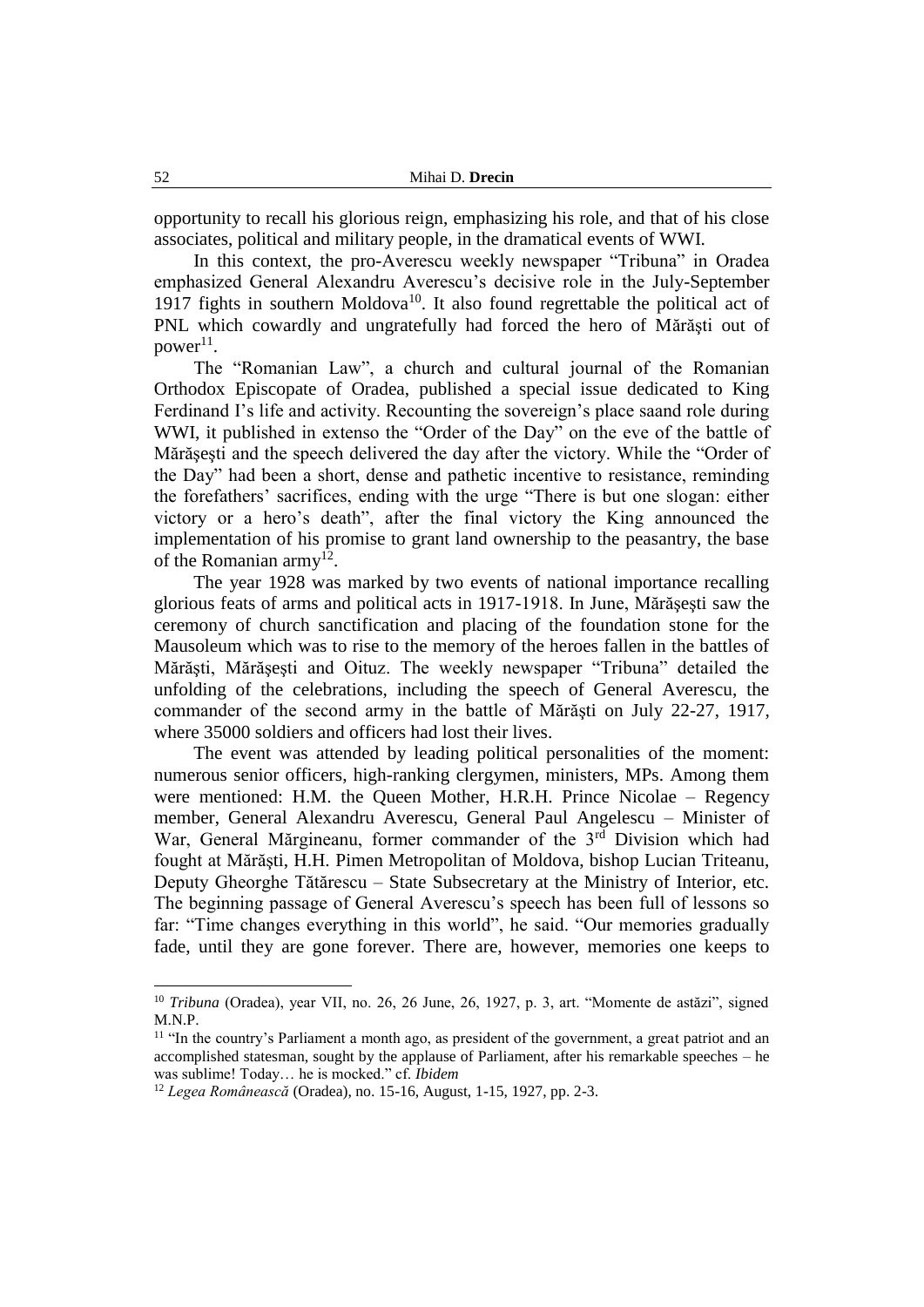opportunity to recall his glorious reign, emphasizing his role, and that of his close associates, political and military people, in the dramatical events of WWI.

In this context, the pro-Averescu weekly newspaper "Tribuna" in Oradea emphasized General Alexandru Averescu's decisive role in the July-September 1917 fights in southern Moldova[10]. It also found regrettable the political act of PNL which cowardly and ungratefully had forced the hero of Mărăşti out of power[11].

The "Romanian Law", a church and cultural journal of the Romanian Orthodox Episcopate of Oradea, published a special issue dedicated to King Ferdinand I's life and activity. Recounting the sovereign's place saand role during WWI, it published in extenso the "Order of the Day" on the eve of the battle of Mărăşeşti and the speech delivered the day after the victory. While the "Order of the Day" had been a short, dense and pathetic incentive to resistance, reminding the forefathers' sacrifices, ending with the urge "There is but one slogan: either victory or a hero's death", after the final victory the King announced the implementation of his promise to grant land ownership to the peasantry, the base of the Romanian army[12].

The year 1928 was marked by two events of national importance recalling glorious feats of arms and political acts in 1917-1918. In June, Mărăşeşti saw the ceremony of church sanctification and placing of the foundation stone for the Mausoleum which was to rise to the memory of the heroes fallen in the battles of Mărăşti, Mărăşeşti and Oituz. The weekly newspaper "Tribuna" detailed the unfolding of the celebrations, including the speech of General Averescu, the commander of the second army in the battle of Mărăşti on July 22-27, 1917, where 35000 soldiers and officers had lost their lives.

The event was attended by leading political personalities of the moment: numerous senior officers, high-ranking clergymen, ministers, MPs. Among them were mentioned: H.M. the Queen Mother, H.R.H. Prince Nicolae – Regency member, General Alexandru Averescu, General Paul Angelescu – Minister of War, General Mărgineanu, former commander of the 3rd Division which had fought at Mărăşti, H.H. Pimen Metropolitan of Moldova, bishop Lucian Triteanu, Deputy Gheorghe Tătărescu – State Subsecretary at the Ministry of Interior, etc. The beginning passage of General Averescu's speech has been full of lessons so far: "Time changes everything in this world", he said. "Our memories gradually fade, until they are gone forever. There are, however, memories one keeps to

---

[10] *Tribuna* (Oradea), year VII, no. 26, 26 June, 26, 1927, p. 3, art. "Momente de astăzi", signed M.N.P.

[11] "In the country's Parliament a month ago, as president of the government, a great patriot and an accomplished statesman, sought by the applause of Parliament, after his remarkable speeches – he was sublime! Today… he is mocked." cf. *Ibidem*

[12] *Legea Românească* (Oradea), no. 15-16, August, 1-15, 1927, pp. 2-3.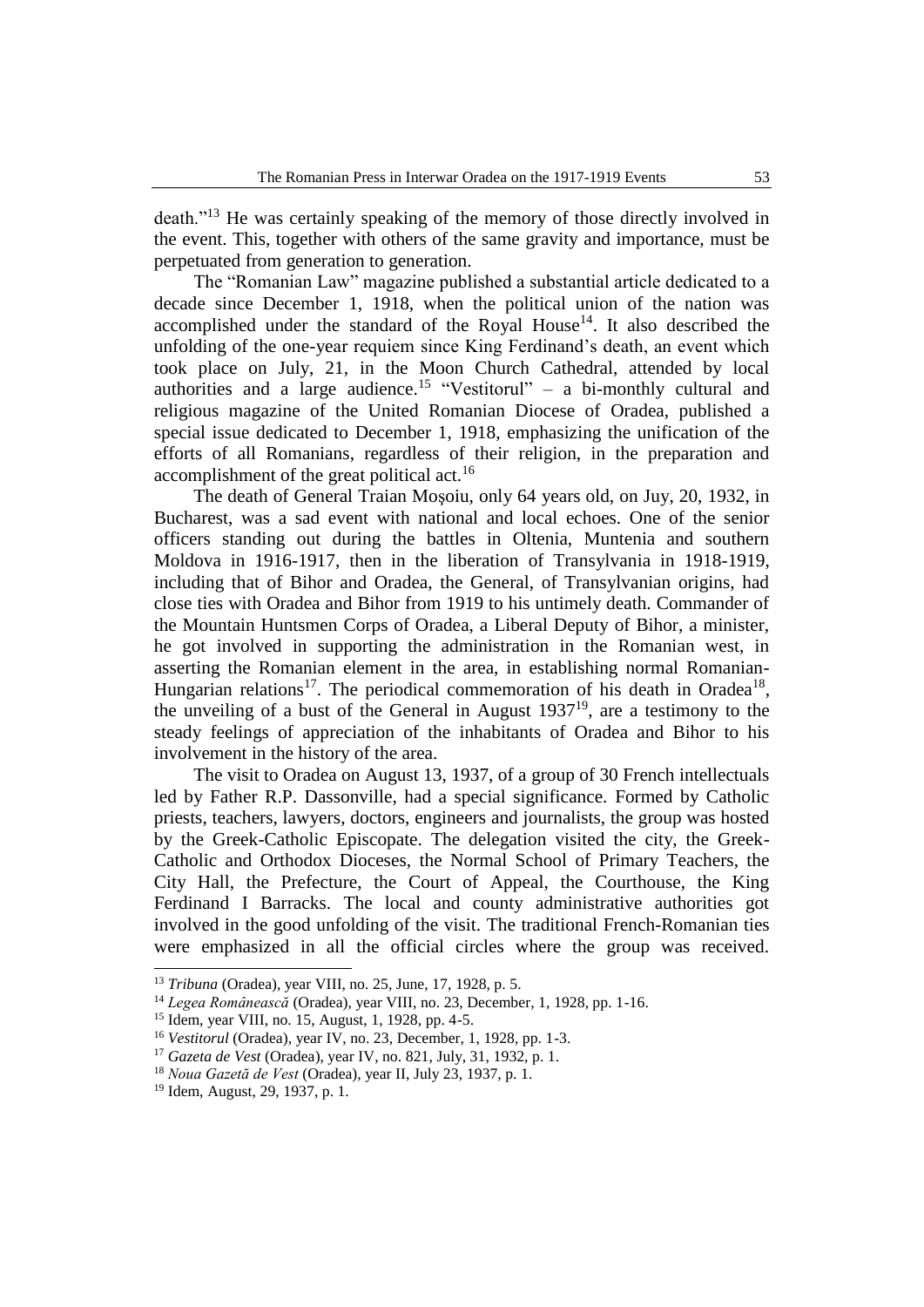death."[13] He was certainly speaking of the memory of those directly involved in the event. This, together with others of the same gravity and importance, must be perpetuated from generation to generation.

The "Romanian Law" magazine published a substantial article dedicated to a decade since December 1, 1918, when the political union of the nation was accomplished under the standard of the Royal House[14]. It also described the unfolding of the one-year requiem since King Ferdinand's death, an event which took place on July, 21, in the Moon Church Cathedral, attended by local authorities and a large audience.[15] "Vestitorul" – a bi-monthly cultural and religious magazine of the United Romanian Diocese of Oradea, published a special issue dedicated to December 1, 1918, emphasizing the unification of the efforts of all Romanians, regardless of their religion, in the preparation and accomplishment of the great political act.[16]

The death of General Traian Moşoiu, only 64 years old, on Juy, 20, 1932, in Bucharest, was a sad event with national and local echoes. One of the senior officers standing out during the battles in Oltenia, Muntenia and southern Moldova in 1916-1917, then in the liberation of Transylvania in 1918-1919, including that of Bihor and Oradea, the General, of Transylvanian origins, had close ties with Oradea and Bihor from 1919 to his untimely death. Commander of the Mountain Huntsmen Corps of Oradea, a Liberal Deputy of Bihor, a minister, he got involved in supporting the administration in the Romanian west, in asserting the Romanian element in the area, in establishing normal Romanian-Hungarian relations[17]. The periodical commemoration of his death in Oradea[18], the unveiling of a bust of the General in August 1937[19], are a testimony to the steady feelings of appreciation of the inhabitants of Oradea and Bihor to his involvement in the history of the area.

The visit to Oradea on August 13, 1937, of a group of 30 French intellectuals led by Father R.P. Dassonville, had a special significance. Formed by Catholic priests, teachers, lawyers, doctors, engineers and journalists, the group was hosted by the Greek-Catholic Episcopate. The delegation visited the city, the Greek-Catholic and Orthodox Dioceses, the Normal School of Primary Teachers, the City Hall, the Prefecture, the Court of Appeal, the Courthouse, the King Ferdinand I Barracks. The local and county administrative authorities got involved in the good unfolding of the visit. The traditional French-Romanian ties were emphasized in all the official circles where the group was received.

---

[13] *Tribuna* (Oradea), year VIII, no. 25, June, 17, 1928, p. 5.

[14] *Legea Românească* (Oradea), year VIII, no. 23, December, 1, 1928, pp. 1-16.

[15] Idem, year VIII, no. 15, August, 1, 1928, pp. 4-5.

[16] *Vestitorul* (Oradea), year IV, no. 23, December, 1, 1928, pp. 1-3.

[17] *Gazeta de Vest* (Oradea), year IV, no. 821, July, 31, 1932, p. 1.

[18] *Noua Gazetă de Vest* (Oradea), year II, July 23, 1937, p. 1.

[19] Idem, August, 29, 1937, p. 1.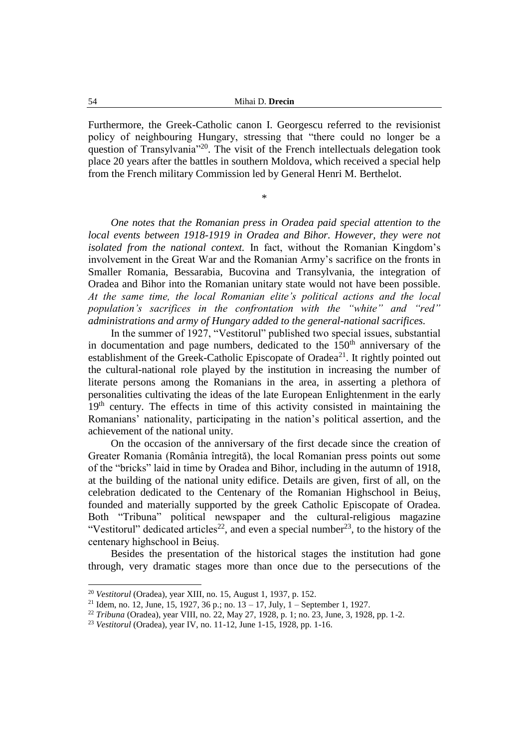Furthermore, the Greek-Catholic canon I. Georgescu referred to the revisionist policy of neighbouring Hungary, stressing that "there could no longer be a question of Transylvania"[20]. The visit of the French intellectuals delegation took place 20 years after the battles in southern Moldova, which received a special help from the French military Commission led by General Henri M. Berthelot.

*

*One notes that the Romanian press in Oradea paid special attention to the local events between 1918-1919 in Oradea and Bihor. However, they were not isolated from the national context.* In fact, without the Romanian Kingdom's involvement in the Great War and the Romanian Army's sacrifice on the fronts in Smaller Romania, Bessarabia, Bucovina and Transylvania, the integration of Oradea and Bihor into the Romanian unitary state would not have been possible. *At the same time, the local Romanian elite's political actions and the local population's sacrifices in the confrontation with the "white" and "red" administrations and army of Hungary added to the general-national sacrifices.*

In the summer of 1927, "Vestitorul" published two special issues, substantial in documentation and page numbers, dedicated to the 150[th] anniversary of the establishment of the Greek-Catholic Episcopate of Oradea[21]. It rightly pointed out the cultural-national role played by the institution in increasing the number of literate persons among the Romanians in the area, in asserting a plethora of personalities cultivating the ideas of the late European Enlightenment in the early 19[th] century. The effects in time of this activity consisted in maintaining the Romanians' nationality, participating in the nation's political assertion, and the achievement of the national unity.

On the occasion of the anniversary of the first decade since the creation of Greater Romania (România întregită), the local Romanian press points out some of the "bricks" laid in time by Oradea and Bihor, including in the autumn of 1918, at the building of the national unity edifice. Details are given, first of all, on the celebration dedicated to the Centenary of the Romanian Highschool in Beiuş, founded and materially supported by the greek Catholic Episcopate of Oradea. Both "Tribuna" political newspaper and the cultural-religious magazine "Vestitorul" dedicated articles[22], and even a special number[23], to the history of the centenary highschool in Beiuş.

Besides the presentation of the historical stages the institution had gone through, very dramatic stages more than once due to the persecutions of the

---

[20] *Vestitorul* (Oradea), year XIII, no. 15, August 1, 1937, p. 152.

[21] Idem, no. 12, June, 15, 1927, 36 p.; no. 13 – 17, July, 1 – September 1, 1927.

[22] *Tribuna* (Oradea), year VIII, no. 22, May 27, 1928, p. 1; no. 23, June, 3, 1928, pp. 1-2.

[23] *Vestitorul* (Oradea), year IV, no. 11-12, June 1-15, 1928, pp. 1-16.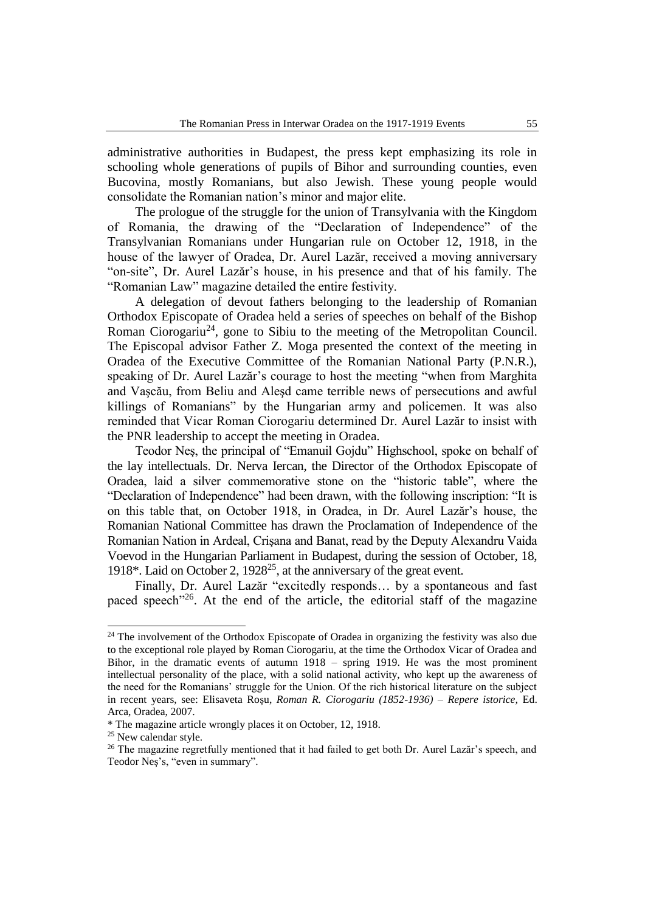administrative authorities in Budapest, the press kept emphasizing its role in schooling whole generations of pupils of Bihor and surrounding counties, even Bucovina, mostly Romanians, but also Jewish. These young people would consolidate the Romanian nation's minor and major elite.

The prologue of the struggle for the union of Transylvania with the Kingdom of Romania, the drawing of the "Declaration of Independence" of the Transylvanian Romanians under Hungarian rule on October 12, 1918, in the house of the lawyer of Oradea, Dr. Aurel Lazăr, received a moving anniversary "on-site", Dr. Aurel Lazăr's house, in his presence and that of his family. The "Romanian Law" magazine detailed the entire festivity.

A delegation of devout fathers belonging to the leadership of Romanian Orthodox Episcopate of Oradea held a series of speeches on behalf of the Bishop Roman Ciorogariu[24], gone to Sibiu to the meeting of the Metropolitan Council. The Episcopal advisor Father Z. Moga presented the context of the meeting in Oradea of the Executive Committee of the Romanian National Party (P.N.R.), speaking of Dr. Aurel Lazăr's courage to host the meeting "when from Marghita and Vaşcău, from Beliu and Aleşd came terrible news of persecutions and awful killings of Romanians" by the Hungarian army and policemen. It was also reminded that Vicar Roman Ciorogariu determined Dr. Aurel Lazăr to insist with the PNR leadership to accept the meeting in Oradea.

Teodor Neş, the principal of "Emanuil Gojdu" Highschool, spoke on behalf of the lay intellectuals. Dr. Nerva Iercan, the Director of the Orthodox Episcopate of Oradea, laid a silver commemorative stone on the "historic table", where the "Declaration of Independence" had been drawn, with the following inscription: "It is on this table that, on October 1918, in Oradea, in Dr. Aurel Lazăr's house, the Romanian National Committee has drawn the Proclamation of Independence of the Romanian Nation in Ardeal, Crişana and Banat, read by the Deputy Alexandru Vaida Voevod in the Hungarian Parliament in Budapest, during the session of October, 18, 1918*. Laid on October 2, 1928[25], at the anniversary of the great event.

Finally, Dr. Aurel Lazăr "excitedly responds… by a spontaneous and fast paced speech"[26]. At the end of the article, the editorial staff of the magazine

---

[24] The involvement of the Orthodox Episcopate of Oradea in organizing the festivity was also due to the exceptional role played by Roman Ciorogariu, at the time the Orthodox Vicar of Oradea and Bihor, in the dramatic events of autumn 1918 – spring 1919. He was the most prominent intellectual personality of the place, with a solid national activity, who kept up the awareness of the need for the Romanians' struggle for the Union. Of the rich historical literature on the subject in recent years, see: Elisaveta Roşu, *Roman R. Ciorogariu (1852-1936) – Repere istorice,* Ed. Arca, Oradea, 2007.

\* The magazine article wrongly places it on October, 12, 1918.

[25] New calendar style.

[26] The magazine regretfully mentioned that it had failed to get both Dr. Aurel Lazăr's speech, and Teodor Neş's, "even in summary".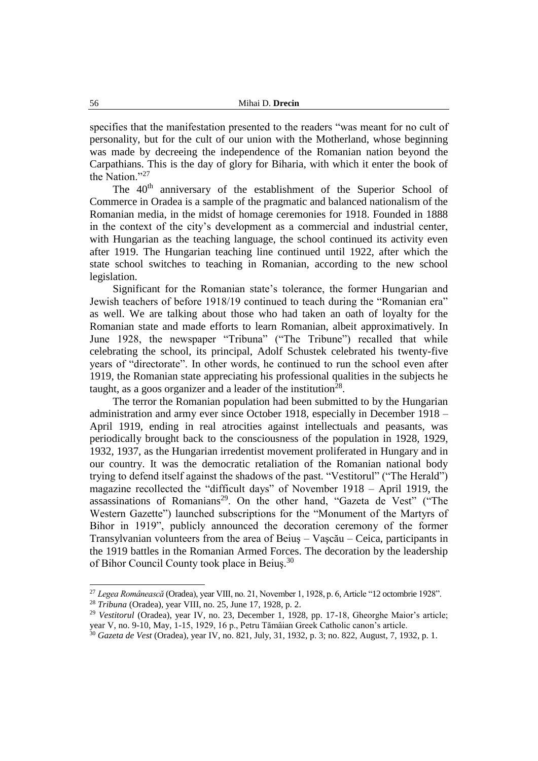specifies that the manifestation presented to the readers "was meant for no cult of personality, but for the cult of our union with the Motherland, whose beginning was made by decreeing the independence of the Romanian nation beyond the Carpathians. This is the day of glory for Biharia, with which it enter the book of the Nation."[27]

The 40th anniversary of the establishment of the Superior School of Commerce in Oradea is a sample of the pragmatic and balanced nationalism of the Romanian media, in the midst of homage ceremonies for 1918. Founded in 1888 in the context of the city's development as a commercial and industrial center, with Hungarian as the teaching language, the school continued its activity even after 1919. The Hungarian teaching line continued until 1922, after which the state school switches to teaching in Romanian, according to the new school legislation.

Significant for the Romanian state's tolerance, the former Hungarian and Jewish teachers of before 1918/19 continued to teach during the "Romanian era" as well. We are talking about those who had taken an oath of loyalty for the Romanian state and made efforts to learn Romanian, albeit approximatively. In June 1928, the newspaper "Tribuna" ("The Tribune") recalled that while celebrating the school, its principal, Adolf Schustek celebrated his twenty-five years of "directorate". In other words, he continued to run the school even after 1919, the Romanian state appreciating his professional qualities in the subjects he taught, as a goos organizer and a leader of the institution[28].

The terror the Romanian population had been submitted to by the Hungarian administration and army ever since October 1918, especially in December 1918 – April 1919, ending in real atrocities against intellectuals and peasants, was periodically brought back to the consciousness of the population in 1928, 1929, 1932, 1937, as the Hungarian irredentist movement proliferated in Hungary and in our country. It was the democratic retaliation of the Romanian national body trying to defend itself against the shadows of the past. "Vestitorul" ("The Herald") magazine recollected the "difficult days" of November 1918 – April 1919, the assassinations of Romanians[29]. On the other hand, "Gazeta de Vest" ("The Western Gazette") launched subscriptions for the "Monument of the Martyrs of Bihor in 1919", publicly announced the decoration ceremony of the former Transylvanian volunteers from the area of Beiuş – Vaşcău – Ceica, participants in the 1919 battles in the Romanian Armed Forces. The decoration by the leadership of Bihor Council County took place in Beiuş.[30]

---

[27] *Legea Românească* (Oradea), year VIII, no. 21, November 1, 1928, p. 6, Article "12 octombrie 1928".

[28] *Tribuna* (Oradea), year VIII, no. 25, June 17, 1928, p. 2.

[29] *Vestitorul* (Oradea), year IV, no. 23, December 1, 1928, pp. 17-18, Gheorghe Maior's article; year V, no. 9-10, May, 1-15, 1929, 16 p., Petru Tămâian Greek Catholic canon's article.

[30] *Gazeta de Vest* (Oradea), year IV, no. 821, July, 31, 1932, p. 3; no. 822, August, 7, 1932, p. 1.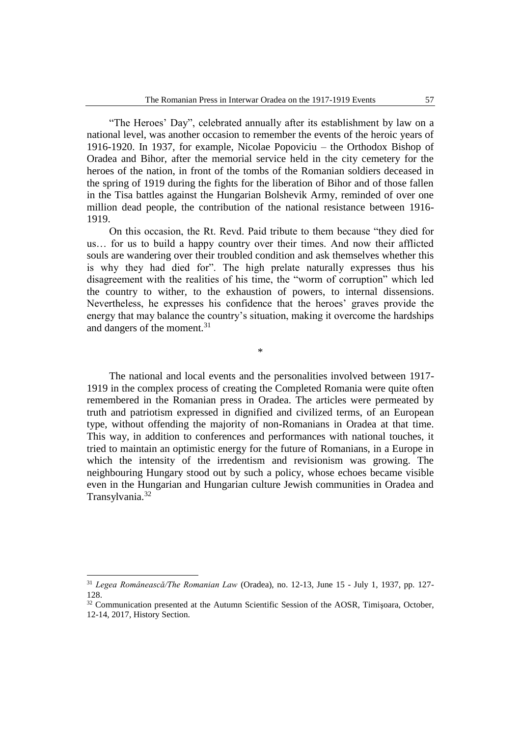"The Heroes' Day", celebrated annually after its establishment by law on a national level, was another occasion to remember the events of the heroic years of 1916-1920. In 1937, for example, Nicolae Popoviciu – the Orthodox Bishop of Oradea and Bihor, after the memorial service held in the city cemetery for the heroes of the nation, in front of the tombs of the Romanian soldiers deceased in the spring of 1919 during the fights for the liberation of Bihor and of those fallen in the Tisa battles against the Hungarian Bolshevik Army, reminded of over one million dead people, the contribution of the national resistance between 1916-1919.

On this occasion, the Rt. Revd. Paid tribute to them because "they died for us… for us to build a happy country over their times. And now their afflicted souls are wandering over their troubled condition and ask themselves whether this is why they had died for". The high prelate naturally expresses thus his disagreement with the realities of his time, the "worm of corruption" which led the country to wither, to the exhaustion of powers, to internal dissensions. Nevertheless, he expresses his confidence that the heroes' graves provide the energy that may balance the country's situation, making it overcome the hardships and dangers of the moment.[31]

*

The national and local events and the personalities involved between 1917-1919 in the complex process of creating the Completed Romania were quite often remembered in the Romanian press in Oradea. The articles were permeated by truth and patriotism expressed in dignified and civilized terms, of an European type, without offending the majority of non-Romanians in Oradea at that time. This way, in addition to conferences and performances with national touches, it tried to maintain an optimistic energy for the future of Romanians, in a Europe in which the intensity of the irredentism and revisionism was growing. The neighbouring Hungary stood out by such a policy, whose echoes became visible even in the Hungarian and Hungarian culture Jewish communities in Oradea and Transylvania.[32]

---

[31] *Legea Românească/The Romanian Law* (Oradea), no. 12-13, June 15 - July 1, 1937, pp. 127-128.

[32] Communication presented at the Autumn Scientific Session of the AOSR, Timişoara, October, 12-14, 2017, History Section.